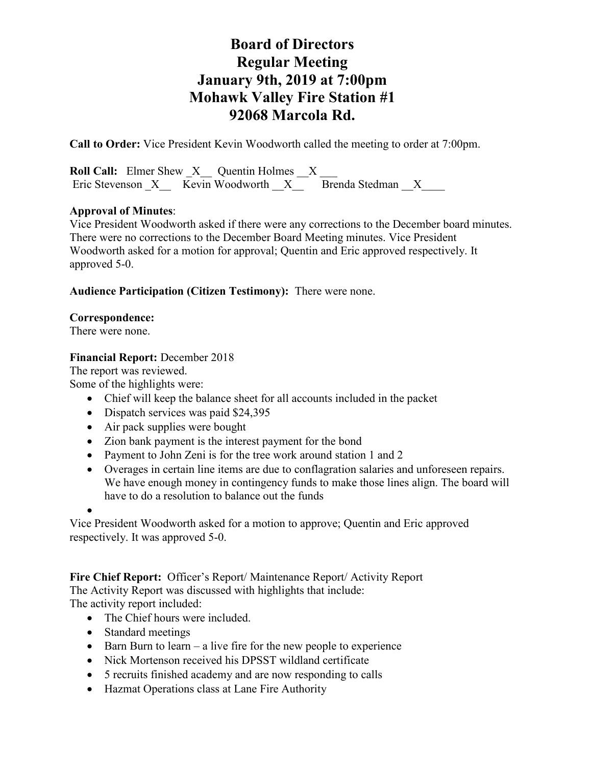# Board of Directors
# Regular Meeting
# January 9th, 2019 at 7:00pm
# Mohawk Valley Fire Station #1
# 92068 Marcola Rd.

**Call to Order:** Vice President Kevin Woodworth called the meeting to order at 7:00pm.

**Roll Call:** Elmer Shew _X__ Quentin Holmes __X ___
Eric Stevenson _X__ Kevin Woodworth __X__ Brenda Stedman __X____

**Approval of Minutes**:
Vice President Woodworth asked if there were any corrections to the December board minutes. There were no corrections to the December Board Meeting minutes. Vice President Woodworth asked for a motion for approval; Quentin and Eric approved respectively. It approved 5-0.

**Audience Participation (Citizen Testimony):** There were none.

**Correspondence:**
There were none.

**Financial Report:** December 2018
The report was reviewed.
Some of the highlights were:

- Chief will keep the balance sheet for all accounts included in the packet
- Dispatch services was paid $24,395
- Air pack supplies were bought
- Zion bank payment is the interest payment for the bond
- Payment to John Zeni is for the tree work around station 1 and 2
- Overages in certain line items are due to conflagration salaries and unforeseen repairs. We have enough money in contingency funds to make those lines align. The board will have to do a resolution to balance out the funds
- 

Vice President Woodworth asked for a motion to approve; Quentin and Eric approved respectively. It was approved 5-0.

**Fire Chief Report:** Officer's Report/ Maintenance Report/ Activity Report
The Activity Report was discussed with highlights that include:
The activity report included:

- The Chief hours were included.
- Standard meetings
- Barn Burn to learn – a live fire for the new people to experience
- Nick Mortenson received his DPSST wildland certificate
- 5 recruits finished academy and are now responding to calls
- Hazmat Operations class at Lane Fire Authority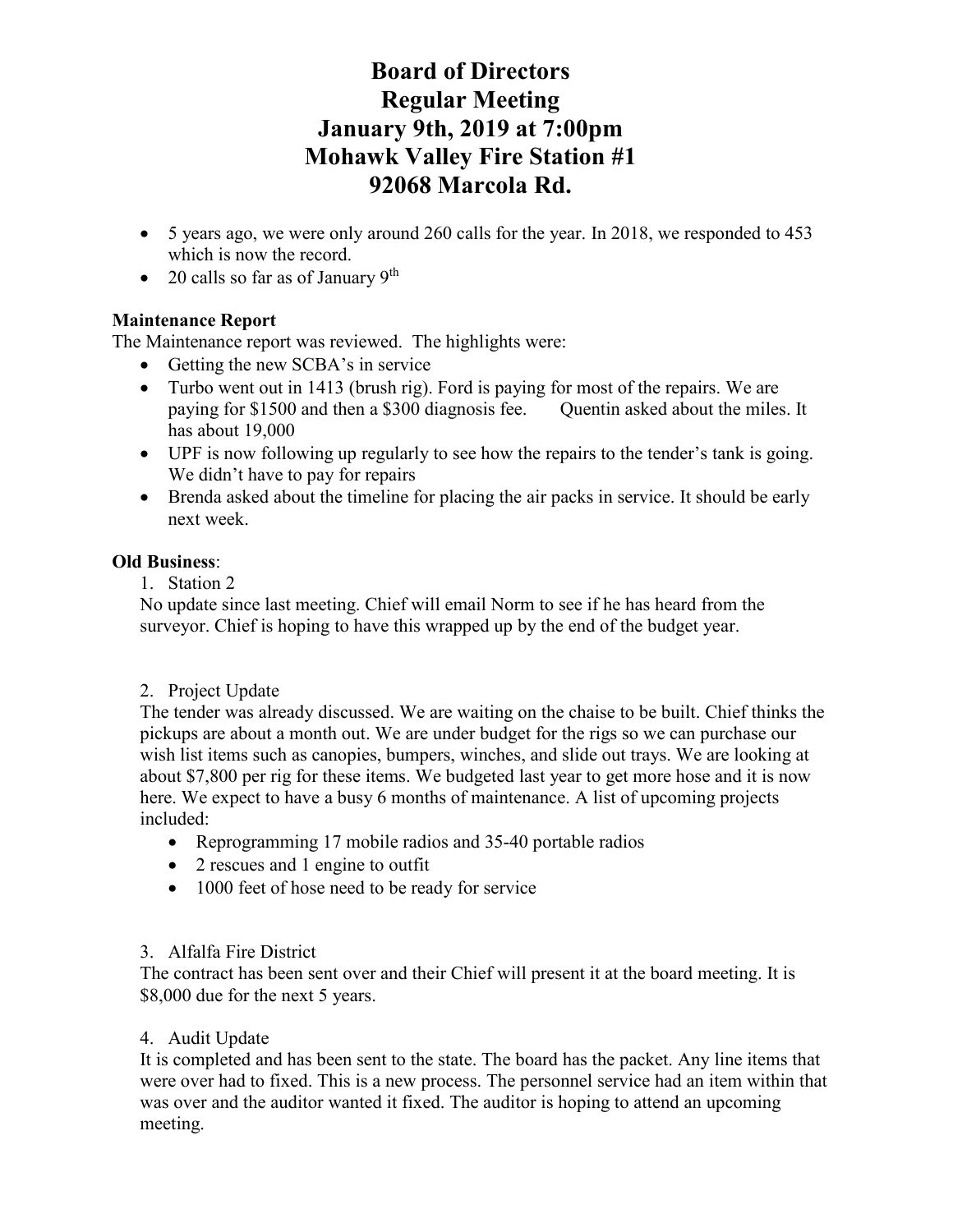# Board of Directors
# Regular Meeting
# January 9th, 2019 at 7:00pm
# Mohawk Valley Fire Station #1
# 92068 Marcola Rd.

- 5 years ago, we were only around 260 calls for the year. In 2018, we responded to 453 which is now the record.
- 20 calls so far as of January 9th

**Maintenance Report**

The Maintenance report was reviewed. The highlights were:

- Getting the new SCBA's in service
- Turbo went out in 1413 (brush rig). Ford is paying for most of the repairs. We are paying for $1500 and then a $300 diagnosis fee. Quentin asked about the miles. It has about 19,000
- UPF is now following up regularly to see how the repairs to the tender's tank is going. We didn't have to pay for repairs
- Brenda asked about the timeline for placing the air packs in service. It should be early next week.

**Old Business**:

1. Station 2

No update since last meeting. Chief will email Norm to see if he has heard from the surveyor. Chief is hoping to have this wrapped up by the end of the budget year.

2. Project Update

The tender was already discussed. We are waiting on the chaise to be built. Chief thinks the pickups are about a month out. We are under budget for the rigs so we can purchase our wish list items such as canopies, bumpers, winches, and slide out trays. We are looking at about $7,800 per rig for these items. We budgeted last year to get more hose and it is now here. We expect to have a busy 6 months of maintenance. A list of upcoming projects included:

- Reprogramming 17 mobile radios and 35-40 portable radios
- 2 rescues and 1 engine to outfit
- 1000 feet of hose need to be ready for service

3. Alfalfa Fire District

The contract has been sent over and their Chief will present it at the board meeting. It is $8,000 due for the next 5 years.

4. Audit Update

It is completed and has been sent to the state. The board has the packet. Any line items that were over had to fixed. This is a new process. The personnel service had an item within that was over and the auditor wanted it fixed. The auditor is hoping to attend an upcoming meeting.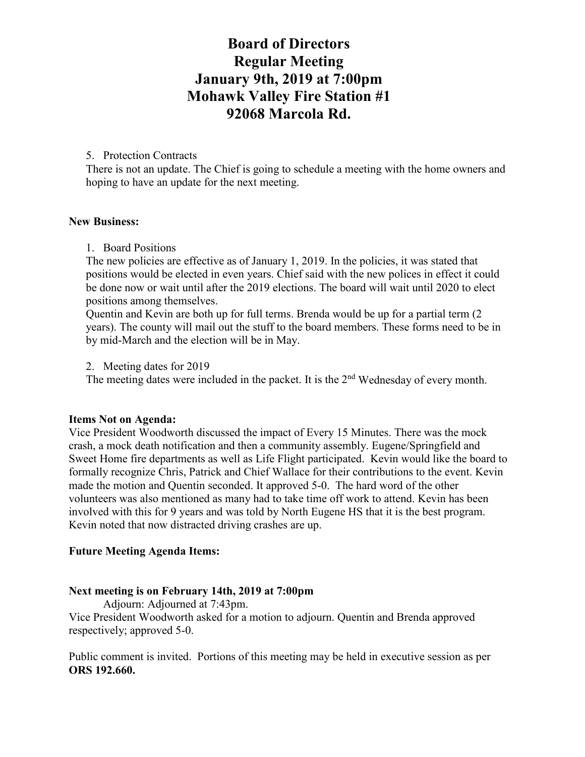# Board of Directors
# Regular Meeting
# January 9th, 2019 at 7:00pm
# Mohawk Valley Fire Station #1
# 92068 Marcola Rd.

5. Protection Contracts

There is not an update. The Chief is going to schedule a meeting with the home owners and hoping to have an update for the next meeting.

**New Business:**

1. Board Positions

The new policies are effective as of January 1, 2019. In the policies, it was stated that positions would be elected in even years. Chief said with the new polices in effect it could be done now or wait until after the 2019 elections. The board will wait until 2020 to elect positions among themselves.

Quentin and Kevin are both up for full terms. Brenda would be up for a partial term (2 years). The county will mail out the stuff to the board members. These forms need to be in by mid-March and the election will be in May.

2. Meeting dates for 2019

The meeting dates were included in the packet. It is the 2nd Wednesday of every month.

**Items Not on Agenda:**

Vice President Woodworth discussed the impact of Every 15 Minutes. There was the mock crash, a mock death notification and then a community assembly. Eugene/Springfield and Sweet Home fire departments as well as Life Flight participated. Kevin would like the board to formally recognize Chris, Patrick and Chief Wallace for their contributions to the event. Kevin made the motion and Quentin seconded. It approved 5-0. The hard word of the other volunteers was also mentioned as many had to take time off work to attend. Kevin has been involved with this for 9 years and was told by North Eugene HS that it is the best program. Kevin noted that now distracted driving crashes are up.

**Future Meeting Agenda Items:**

**Next meeting is on February 14th, 2019 at 7:00pm**

Adjourn: Adjourned at 7:43pm.

Vice President Woodworth asked for a motion to adjourn. Quentin and Brenda approved respectively; approved 5-0.

Public comment is invited. Portions of this meeting may be held in executive session as per **ORS 192.660.**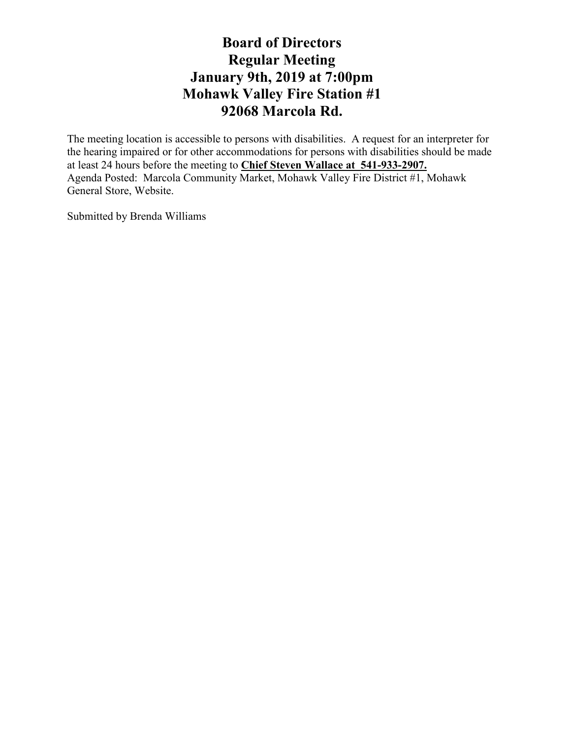# Board of Directors
# Regular Meeting
# January 9th, 2019 at 7:00pm
# Mohawk Valley Fire Station #1
# 92068 Marcola Rd.

The meeting location is accessible to persons with disabilities. A request for an interpreter for the hearing impaired or for other accommodations for persons with disabilities should be made at least 24 hours before the meeting to **Chief Steven Wallace at 541-933-2907.**
Agenda Posted: Marcola Community Market, Mohawk Valley Fire District #1, Mohawk General Store, Website.

Submitted by Brenda Williams